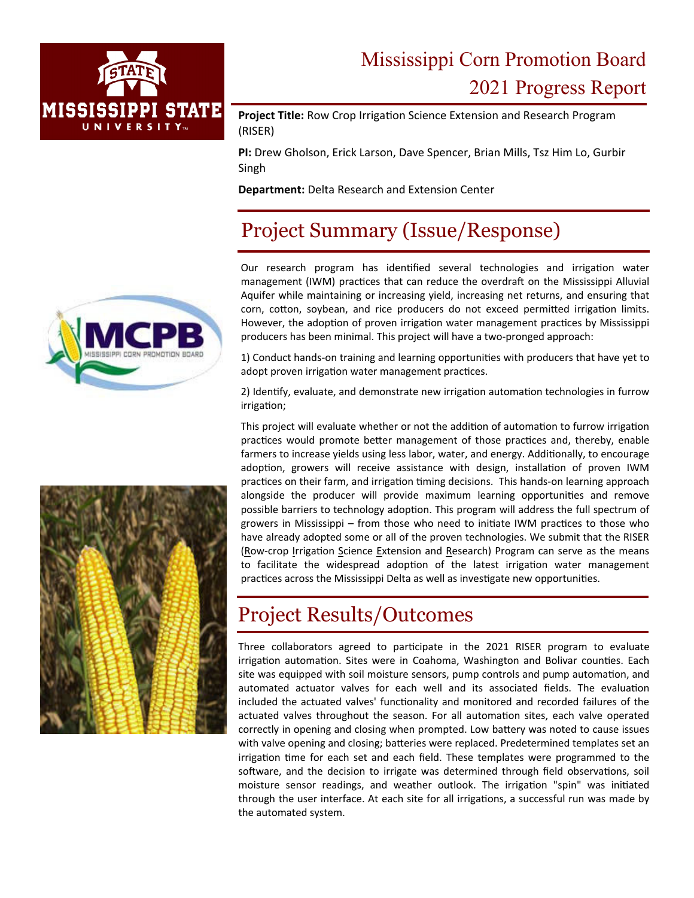# Mississippi Corn Promotion Board
# 2021 Progress Report

**Project Title:** Row Crop Irrigation Science Extension and Research Program (RISER)

**PI:** Drew Gholson, Erick Larson, Dave Spencer, Brian Mills, Tsz Him Lo, Gurbir Singh

**Department:** Delta Research and Extension Center

## Project Summary (Issue/Response)

Our research program has identified several technologies and irrigation water management (IWM) practices that can reduce the overdraft on the Mississippi Alluvial Aquifer while maintaining or increasing yield, increasing net returns, and ensuring that corn, cotton, soybean, and rice producers do not exceed permitted irrigation limits. However, the adoption of proven irrigation water management practices by Mississippi producers has been minimal. This project will have a two-pronged approach:

1) Conduct hands-on training and learning opportunities with producers that have yet to adopt proven irrigation water management practices.

2) Identify, evaluate, and demonstrate new irrigation automation technologies in furrow irrigation;

This project will evaluate whether or not the addition of automation to furrow irrigation practices would promote better management of those practices and, thereby, enable farmers to increase yields using less labor, water, and energy. Additionally, to encourage adoption, growers will receive assistance with design, installation of proven IWM practices on their farm, and irrigation timing decisions. This hands-on learning approach alongside the producer will provide maximum learning opportunities and remove possible barriers to technology adoption. This program will address the full spectrum of growers in Mississippi – from those who need to initiate IWM practices to those who have already adopted some or all of the proven technologies. We submit that the RISER (Row-crop Irrigation Science Extension and Research) Program can serve as the means to facilitate the widespread adoption of the latest irrigation water management practices across the Mississippi Delta as well as investigate new opportunities.

## Project Results/Outcomes

Three collaborators agreed to participate in the 2021 RISER program to evaluate irrigation automation. Sites were in Coahoma, Washington and Bolivar counties. Each site was equipped with soil moisture sensors, pump controls and pump automation, and automated actuator valves for each well and its associated fields. The evaluation included the actuated valves' functionality and monitored and recorded failures of the actuated valves throughout the season. For all automation sites, each valve operated correctly in opening and closing when prompted. Low battery was noted to cause issues with valve opening and closing; batteries were replaced. Predetermined templates set an irrigation time for each set and each field. These templates were programmed to the software, and the decision to irrigate was determined through field observations, soil moisture sensor readings, and weather outlook. The irrigation "spin" was initiated through the user interface. At each site for all irrigations, a successful run was made by the automated system.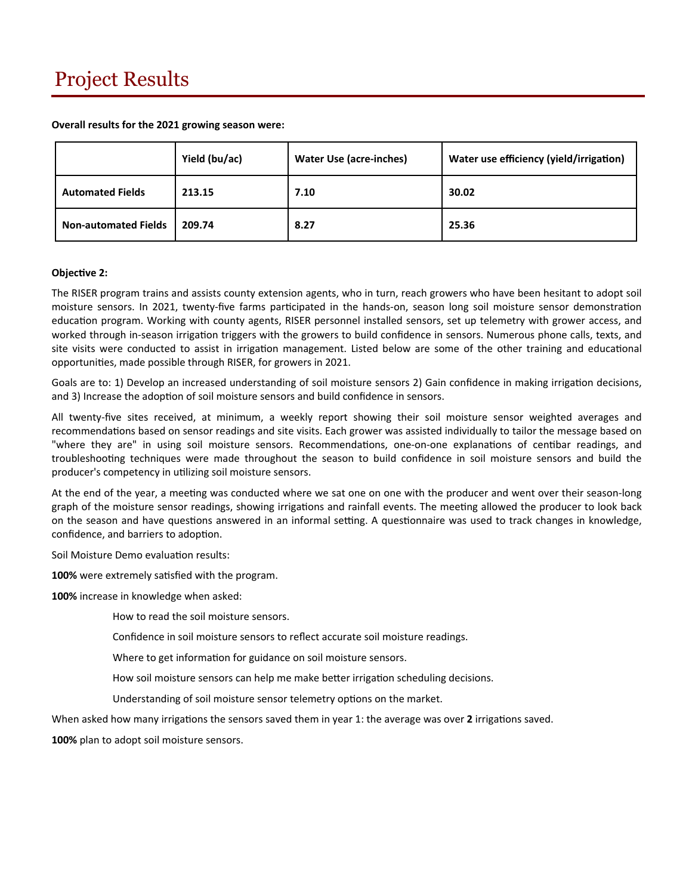# Project Results

**Overall results for the 2021 growing season were:**

| | Yield (bu/ac) | Water Use (acre-inches) | Water use efficiency (yield/irrigation) |
|---|---|---|---|
| **Automated Fields** | 213.15 | 7.10 | 30.02 |
| **Non-automated Fields** | 209.74 | 8.27 | 25.36 |

**Objective 2:**

The RISER program trains and assists county extension agents, who in turn, reach growers who have been hesitant to adopt soil moisture sensors. In 2021, twenty-five farms participated in the hands-on, season long soil moisture sensor demonstration education program. Working with county agents, RISER personnel installed sensors, set up telemetry with grower access, and worked through in-season irrigation triggers with the growers to build confidence in sensors. Numerous phone calls, texts, and site visits were conducted to assist in irrigation management. Listed below are some of the other training and educational opportunities, made possible through RISER, for growers in 2021.

Goals are to: 1) Develop an increased understanding of soil moisture sensors 2) Gain confidence in making irrigation decisions, and 3) Increase the adoption of soil moisture sensors and build confidence in sensors.

All twenty-five sites received, at minimum, a weekly report showing their soil moisture sensor weighted averages and recommendations based on sensor readings and site visits. Each grower was assisted individually to tailor the message based on "where they are" in using soil moisture sensors. Recommendations, one-on-one explanations of centibar readings, and troubleshooting techniques were made throughout the season to build confidence in soil moisture sensors and build the producer's competency in utilizing soil moisture sensors.

At the end of the year, a meeting was conducted where we sat one on one with the producer and went over their season-long graph of the moisture sensor readings, showing irrigations and rainfall events. The meeting allowed the producer to look back on the season and have questions answered in an informal setting. A questionnaire was used to track changes in knowledge, confidence, and barriers to adoption.

Soil Moisture Demo evaluation results:

**100%** were extremely satisfied with the program.

**100%** increase in knowledge when asked:

> How to read the soil moisture sensors.
>
> Confidence in soil moisture sensors to reflect accurate soil moisture readings.
>
> Where to get information for guidance on soil moisture sensors.
>
> How soil moisture sensors can help me make better irrigation scheduling decisions.
>
> Understanding of soil moisture sensor telemetry options on the market.

When asked how many irrigations the sensors saved them in year 1: the average was over **2** irrigations saved.

**100%** plan to adopt soil moisture sensors.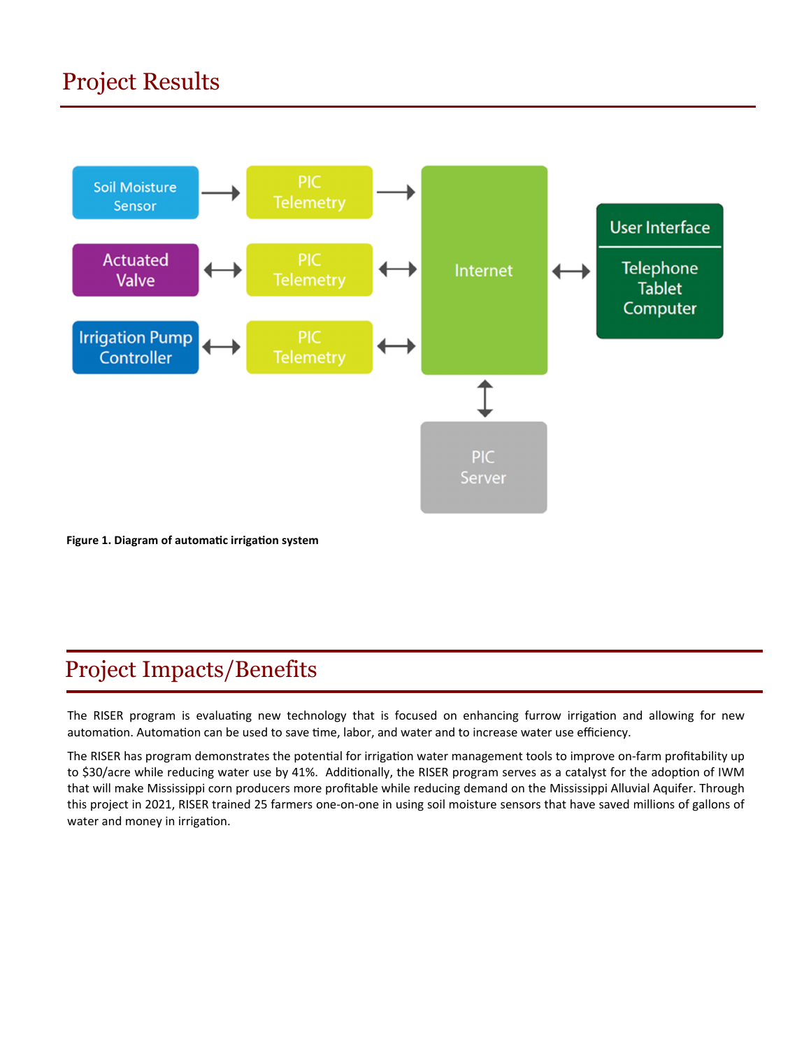# Project Results

Figure 1. Diagram of automatic irrigation system

# Project Impacts/Benefits

The RISER program is evaluating new technology that is focused on enhancing furrow irrigation and allowing for new automation. Automation can be used to save time, labor, and water and to increase water use efficiency.

The RISER has program demonstrates the potential for irrigation water management tools to improve on-farm profitability up to $30/acre while reducing water use by 41%. Additionally, the RISER program serves as a catalyst for the adoption of IWM that will make Mississippi corn producers more profitable while reducing demand on the Mississippi Alluvial Aquifer. Through this project in 2021, RISER trained 25 farmers one-on-one in using soil moisture sensors that have saved millions of gallons of water and money in irrigation.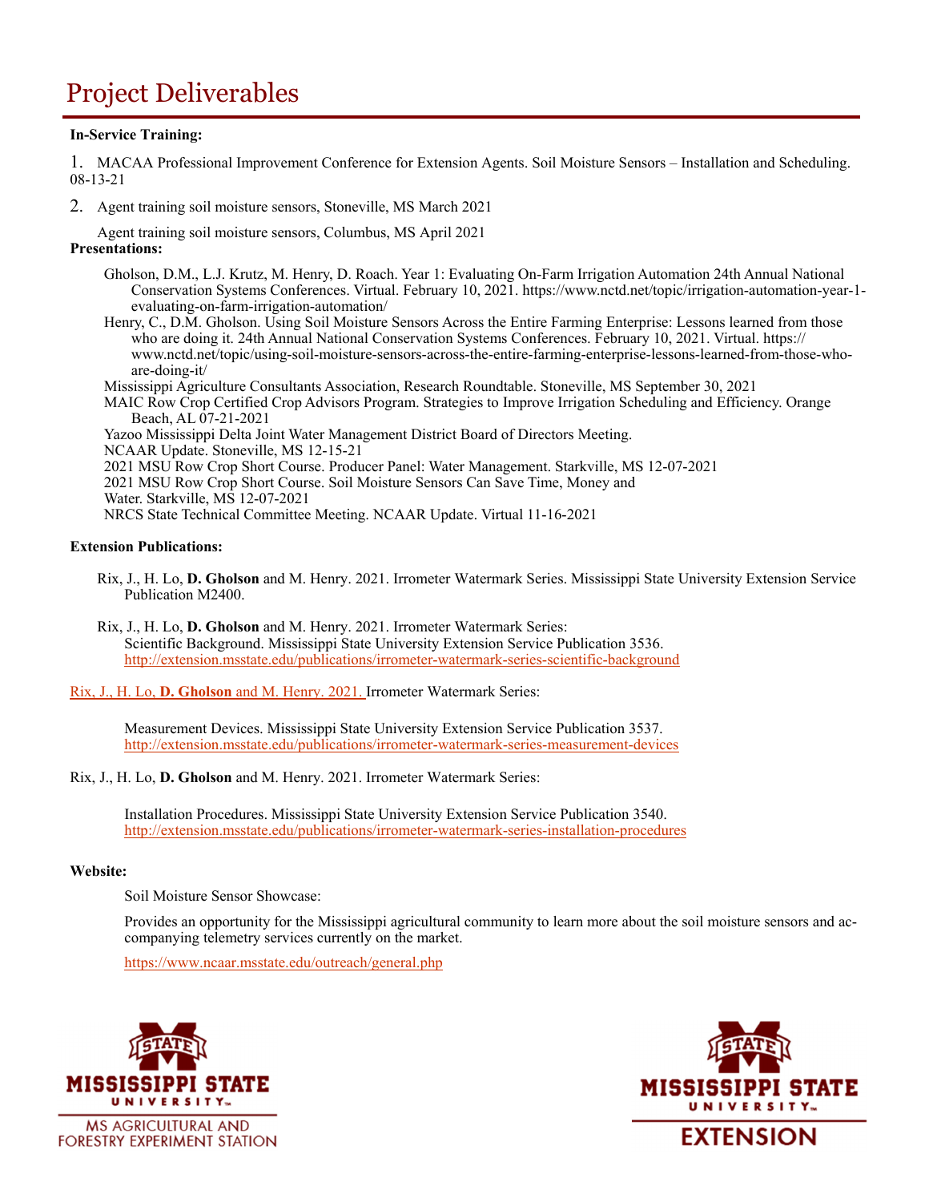# Project Deliverables

**In-Service Training:**

1. MACAA Professional Improvement Conference for Extension Agents. Soil Moisture Sensors – Installation and Scheduling. 08-13-21

2. Agent training soil moisture sensors, Stoneville, MS March 2021

   Agent training soil moisture sensors, Columbus, MS April 2021

**Presentations:**

Gholson, D.M., L.J. Krutz, M. Henry, D. Roach. Year 1: Evaluating On-Farm Irrigation Automation 24th Annual National Conservation Systems Conferences. Virtual. February 10, 2021. https://www.nctd.net/topic/irrigation-automation-year-1-evaluating-on-farm-irrigation-automation/

Henry, C., D.M. Gholson. Using Soil Moisture Sensors Across the Entire Farming Enterprise: Lessons learned from those who are doing it. 24th Annual National Conservation Systems Conferences. February 10, 2021. Virtual. https://www.nctd.net/topic/using-soil-moisture-sensors-across-the-entire-farming-enterprise-lessons-learned-from-those-who-are-doing-it/

Mississippi Agriculture Consultants Association, Research Roundtable. Stoneville, MS September 30, 2021

MAIC Row Crop Certified Crop Advisors Program. Strategies to Improve Irrigation Scheduling and Efficiency. Orange Beach, AL 07-21-2021

Yazoo Mississippi Delta Joint Water Management District Board of Directors Meeting.

NCAAR Update. Stoneville, MS 12-15-21

2021 MSU Row Crop Short Course. Producer Panel: Water Management. Starkville, MS 12-07-2021

2021 MSU Row Crop Short Course. Soil Moisture Sensors Can Save Time, Money and Water. Starkville, MS 12-07-2021

NRCS State Technical Committee Meeting. NCAAR Update. Virtual 11-16-2021

**Extension Publications:**

Rix, J., H. Lo, **D. Gholson** and M. Henry. 2021. Irrometer Watermark Series. Mississippi State University Extension Service Publication M2400.

Rix, J., H. Lo, **D. Gholson** and M. Henry. 2021. Irrometer Watermark Series: Scientific Background. Mississippi State University Extension Service Publication 3536. http://extension.msstate.edu/publications/irrometer-watermark-series-scientific-background

Rix, J., H. Lo, **D. Gholson** and M. Henry. 2021. Irrometer Watermark Series: Measurement Devices. Mississippi State University Extension Service Publication 3537. http://extension.msstate.edu/publications/irrometer-watermark-series-measurement-devices

Rix, J., H. Lo, **D. Gholson** and M. Henry. 2021. Irrometer Watermark Series: Installation Procedures. Mississippi State University Extension Service Publication 3540. http://extension.msstate.edu/publications/irrometer-watermark-series-installation-procedures

**Website:**

Soil Moisture Sensor Showcase:

Provides an opportunity for the Mississippi agricultural community to learn more about the soil moisture sensors and accompanying telemetry services currently on the market.

https://www.ncaar.msstate.edu/outreach/general.php

MISSISSIPPI STATE UNIVERSITY
MS AGRICULTURAL AND FORESTRY EXPERIMENT STATION

MISSISSIPPI STATE UNIVERSITY
EXTENSION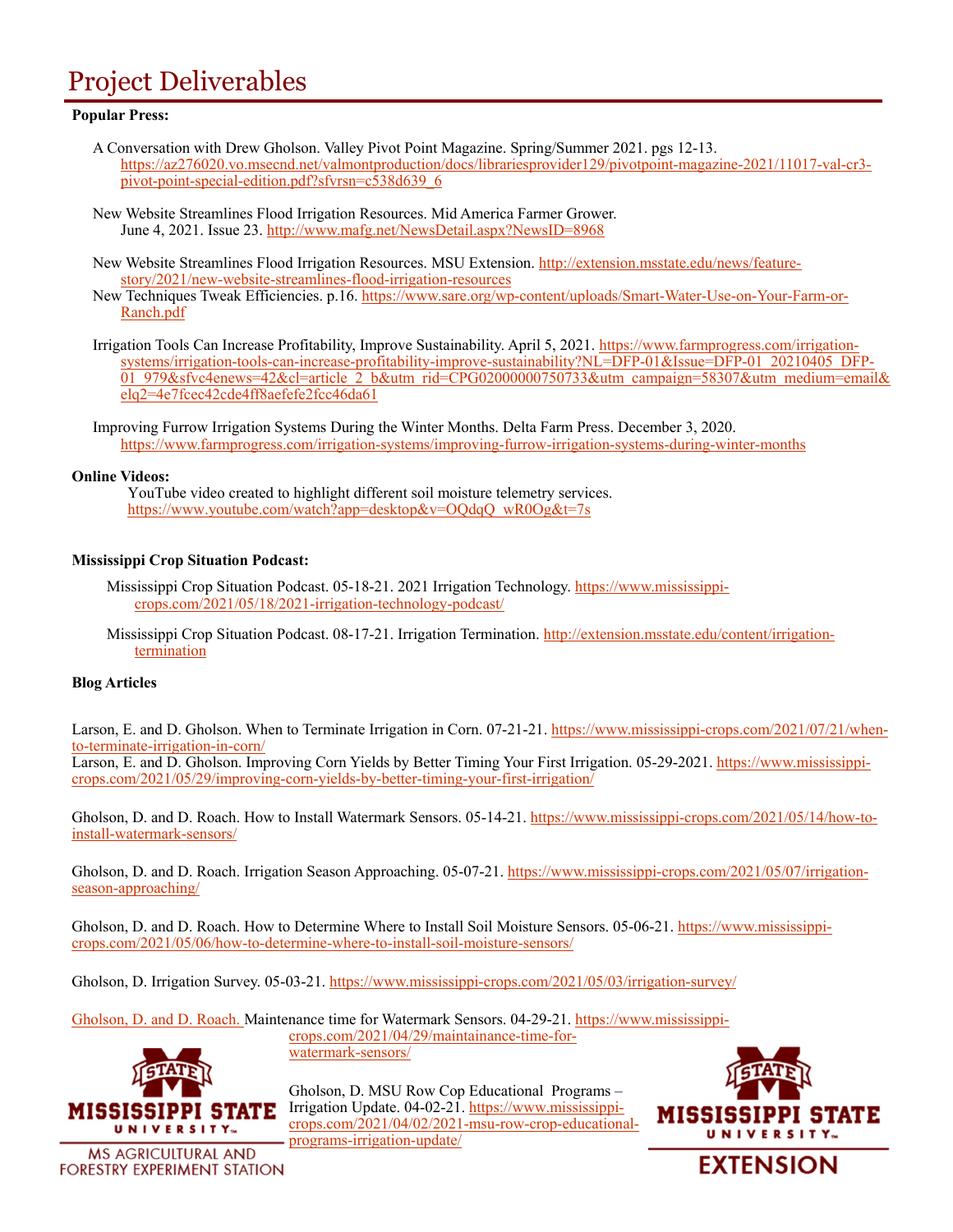# Project Deliverables

**Popular Press:**

A Conversation with Drew Gholson. Valley Pivot Point Magazine. Spring/Summer 2021. pgs 12-13. https://az276020.vo.msecnd.net/valmontproduction/docs/librariesprovider129/pivotpoint-magazine-2021/11017-val-cr3-pivot-point-special-edition.pdf?sfvrsn=c538d639_6

New Website Streamlines Flood Irrigation Resources. Mid America Farmer Grower. June 4, 2021. Issue 23. http://www.mafg.net/NewsDetail.aspx?NewsID=8968

New Website Streamlines Flood Irrigation Resources. MSU Extension. http://extension.msstate.edu/news/feature-story/2021/new-website-streamlines-flood-irrigation-resources

New Techniques Tweak Efficiencies. p.16. https://www.sare.org/wp-content/uploads/Smart-Water-Use-on-Your-Farm-or-Ranch.pdf

Irrigation Tools Can Increase Profitability, Improve Sustainability. April 5, 2021. https://www.farmprogress.com/irrigation-systems/irrigation-tools-can-increase-profitability-improve-sustainability?NL=DFP-01&Issue=DFP-01_20210405_DFP-01_979&sfvc4enews=42&cl=article_2_b&utm_rid=CPG02000000750733&utm_campaign=58307&utm_medium=email&elq2=4e7fcec42cde4ff8aefefe2fcc46da61

Improving Furrow Irrigation Systems During the Winter Months. Delta Farm Press. December 3, 2020. https://www.farmprogress.com/irrigation-systems/improving-furrow-irrigation-systems-during-winter-months

**Online Videos:**

YouTube video created to highlight different soil moisture telemetry services. https://www.youtube.com/watch?app=desktop&v=OQdqQ_wR0Og&t=7s

**Mississippi Crop Situation Podcast:**

Mississippi Crop Situation Podcast. 05-18-21. 2021 Irrigation Technology. https://www.mississippi-crops.com/2021/05/18/2021-irrigation-technology-podcast/

Mississippi Crop Situation Podcast. 08-17-21. Irrigation Termination. http://extension.msstate.edu/content/irrigation-termination

**Blog Articles**

Larson, E. and D. Gholson. When to Terminate Irrigation in Corn. 07-21-21. https://www.mississippi-crops.com/2021/07/21/when-to-terminate-irrigation-in-corn/

Larson, E. and D. Gholson. Improving Corn Yields by Better Timing Your First Irrigation. 05-29-2021. https://www.mississippi-crops.com/2021/05/29/improving-corn-yields-by-better-timing-your-first-irrigation/

Gholson, D. and D. Roach. How to Install Watermark Sensors. 05-14-21. https://www.mississippi-crops.com/2021/05/14/how-to-install-watermark-sensors/

Gholson, D. and D. Roach. Irrigation Season Approaching. 05-07-21. https://www.mississippi-crops.com/2021/05/07/irrigation-season-approaching/

Gholson, D. and D. Roach. How to Determine Where to Install Soil Moisture Sensors. 05-06-21. https://www.mississippi-crops.com/2021/05/06/how-to-determine-where-to-install-soil-moisture-sensors/

Gholson, D. Irrigation Survey. 05-03-21. https://www.mississippi-crops.com/2021/05/03/irrigation-survey/

Gholson, D. and D. Roach. Maintenance time for Watermark Sensors. 04-29-21. https://www.mississippi-crops.com/2021/04/29/maintainance-time-for-watermark-sensors/

Gholson, D. MSU Row Cop Educational Programs – Irrigation Update. 04-02-21. https://www.mississippi-crops.com/2021/04/02/2021-msu-row-crop-educational-programs-irrigation-update/

MISSISSIPPI STATE UNIVERSITY
MS AGRICULTURAL AND FORESTRY EXPERIMENT STATION

MISSISSIPPI STATE UNIVERSITY
EXTENSION